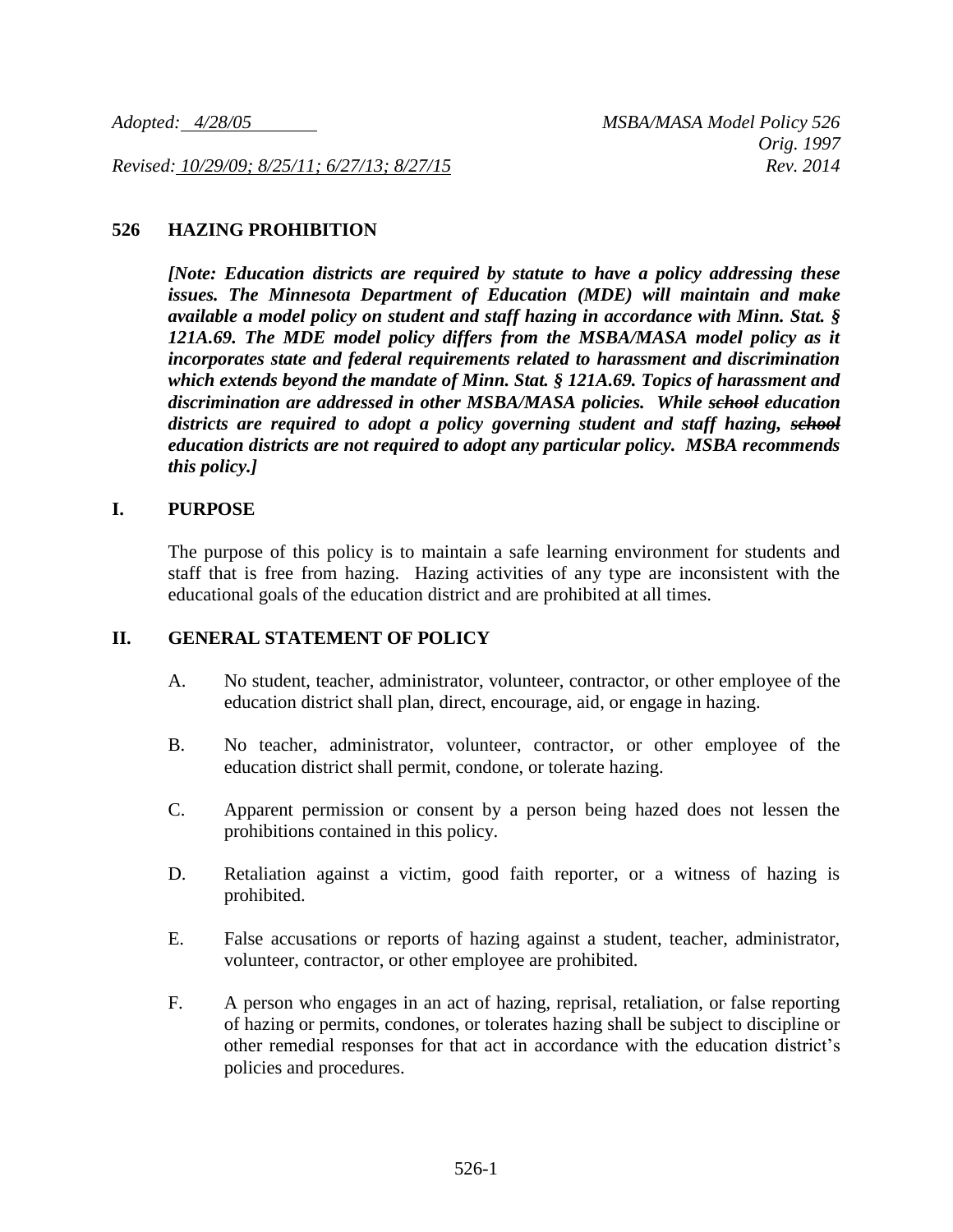*Adopted: 4/28/05* *MSBA/MASA Model Policy 526*
*Orig. 1997*
*Revised: 10/29/09; 8/25/11; 6/27/13; 8/27/15* *Rev. 2014*

## 526 HAZING PROHIBITION

***[Note: Education districts are required by statute to have a policy addressing these issues. The Minnesota Department of Education (MDE) will maintain and make available a model policy on student and staff hazing in accordance with Minn. Stat. § 121A.69. The MDE model policy differs from the MSBA/MASA model policy as it incorporates state and federal requirements related to harassment and discrimination which extends beyond the mandate of Minn. Stat. § 121A.69. Topics of harassment and discrimination are addressed in other MSBA/MASA policies. While ~~school~~ education districts are required to adopt a policy governing student and staff hazing, ~~school~~ education districts are not required to adopt any particular policy. MSBA recommends this policy.]***

## I. PURPOSE

The purpose of this policy is to maintain a safe learning environment for students and staff that is free from hazing. Hazing activities of any type are inconsistent with the educational goals of the education district and are prohibited at all times.

## II. GENERAL STATEMENT OF POLICY

A. No student, teacher, administrator, volunteer, contractor, or other employee of the education district shall plan, direct, encourage, aid, or engage in hazing.

B. No teacher, administrator, volunteer, contractor, or other employee of the education district shall permit, condone, or tolerate hazing.

C. Apparent permission or consent by a person being hazed does not lessen the prohibitions contained in this policy.

D. Retaliation against a victim, good faith reporter, or a witness of hazing is prohibited.

E. False accusations or reports of hazing against a student, teacher, administrator, volunteer, contractor, or other employee are prohibited.

F. A person who engages in an act of hazing, reprisal, retaliation, or false reporting of hazing or permits, condones, or tolerates hazing shall be subject to discipline or other remedial responses for that act in accordance with the education district's policies and procedures.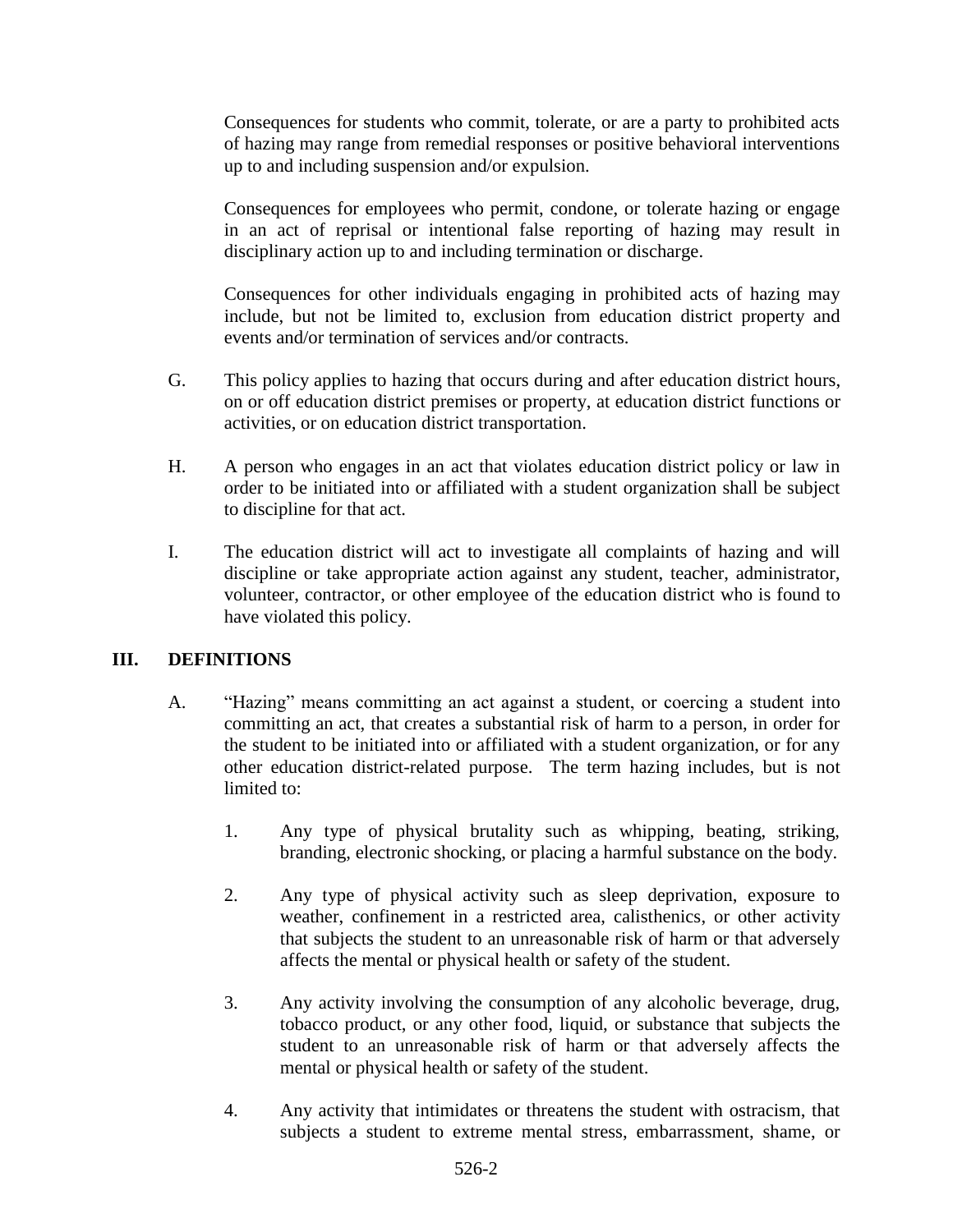Consequences for students who commit, tolerate, or are a party to prohibited acts of hazing may range from remedial responses or positive behavioral interventions up to and including suspension and/or expulsion.

Consequences for employees who permit, condone, or tolerate hazing or engage in an act of reprisal or intentional false reporting of hazing may result in disciplinary action up to and including termination or discharge.

Consequences for other individuals engaging in prohibited acts of hazing may include, but not be limited to, exclusion from education district property and events and/or termination of services and/or contracts.

G. This policy applies to hazing that occurs during and after education district hours, on or off education district premises or property, at education district functions or activities, or on education district transportation.

H. A person who engages in an act that violates education district policy or law in order to be initiated into or affiliated with a student organization shall be subject to discipline for that act.

I. The education district will act to investigate all complaints of hazing and will discipline or take appropriate action against any student, teacher, administrator, volunteer, contractor, or other employee of the education district who is found to have violated this policy.

## III. DEFINITIONS

A. "Hazing" means committing an act against a student, or coercing a student into committing an act, that creates a substantial risk of harm to a person, in order for the student to be initiated into or affiliated with a student organization, or for any other education district-related purpose. The term hazing includes, but is not limited to:

1. Any type of physical brutality such as whipping, beating, striking, branding, electronic shocking, or placing a harmful substance on the body.

2. Any type of physical activity such as sleep deprivation, exposure to weather, confinement in a restricted area, calisthenics, or other activity that subjects the student to an unreasonable risk of harm or that adversely affects the mental or physical health or safety of the student.

3. Any activity involving the consumption of any alcoholic beverage, drug, tobacco product, or any other food, liquid, or substance that subjects the student to an unreasonable risk of harm or that adversely affects the mental or physical health or safety of the student.

4. Any activity that intimidates or threatens the student with ostracism, that subjects a student to extreme mental stress, embarrassment, shame, or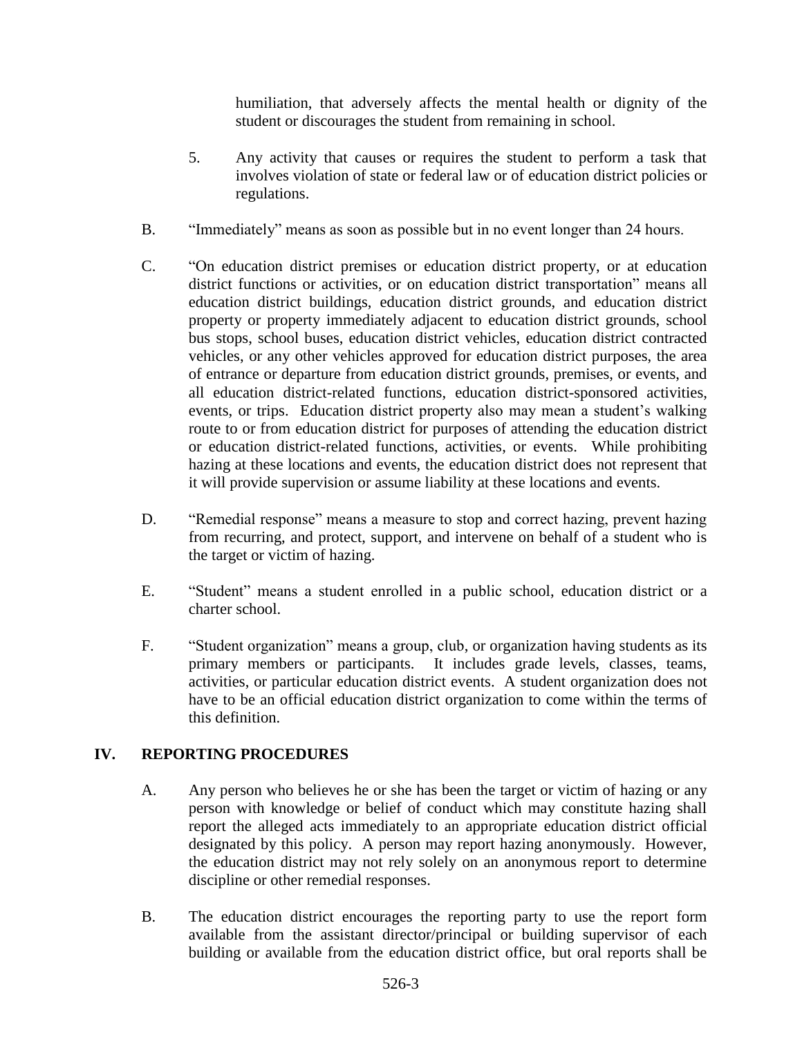humiliation, that adversely affects the mental health or dignity of the student or discourages the student from remaining in school.

5. Any activity that causes or requires the student to perform a task that involves violation of state or federal law or of education district policies or regulations.

B. "Immediately" means as soon as possible but in no event longer than 24 hours.

C. "On education district premises or education district property, or at education district functions or activities, or on education district transportation" means all education district buildings, education district grounds, and education district property or property immediately adjacent to education district grounds, school bus stops, school buses, education district vehicles, education district contracted vehicles, or any other vehicles approved for education district purposes, the area of entrance or departure from education district grounds, premises, or events, and all education district-related functions, education district-sponsored activities, events, or trips. Education district property also may mean a student's walking route to or from education district for purposes of attending the education district or education district-related functions, activities, or events. While prohibiting hazing at these locations and events, the education district does not represent that it will provide supervision or assume liability at these locations and events.

D. "Remedial response" means a measure to stop and correct hazing, prevent hazing from recurring, and protect, support, and intervene on behalf of a student who is the target or victim of hazing.

E. "Student" means a student enrolled in a public school, education district or a charter school.

F. "Student organization" means a group, club, or organization having students as its primary members or participants. It includes grade levels, classes, teams, activities, or particular education district events. A student organization does not have to be an official education district organization to come within the terms of this definition.

## IV. REPORTING PROCEDURES

A. Any person who believes he or she has been the target or victim of hazing or any person with knowledge or belief of conduct which may constitute hazing shall report the alleged acts immediately to an appropriate education district official designated by this policy. A person may report hazing anonymously. However, the education district may not rely solely on an anonymous report to determine discipline or other remedial responses.

B. The education district encourages the reporting party to use the report form available from the assistant director/principal or building supervisor of each building or available from the education district office, but oral reports shall be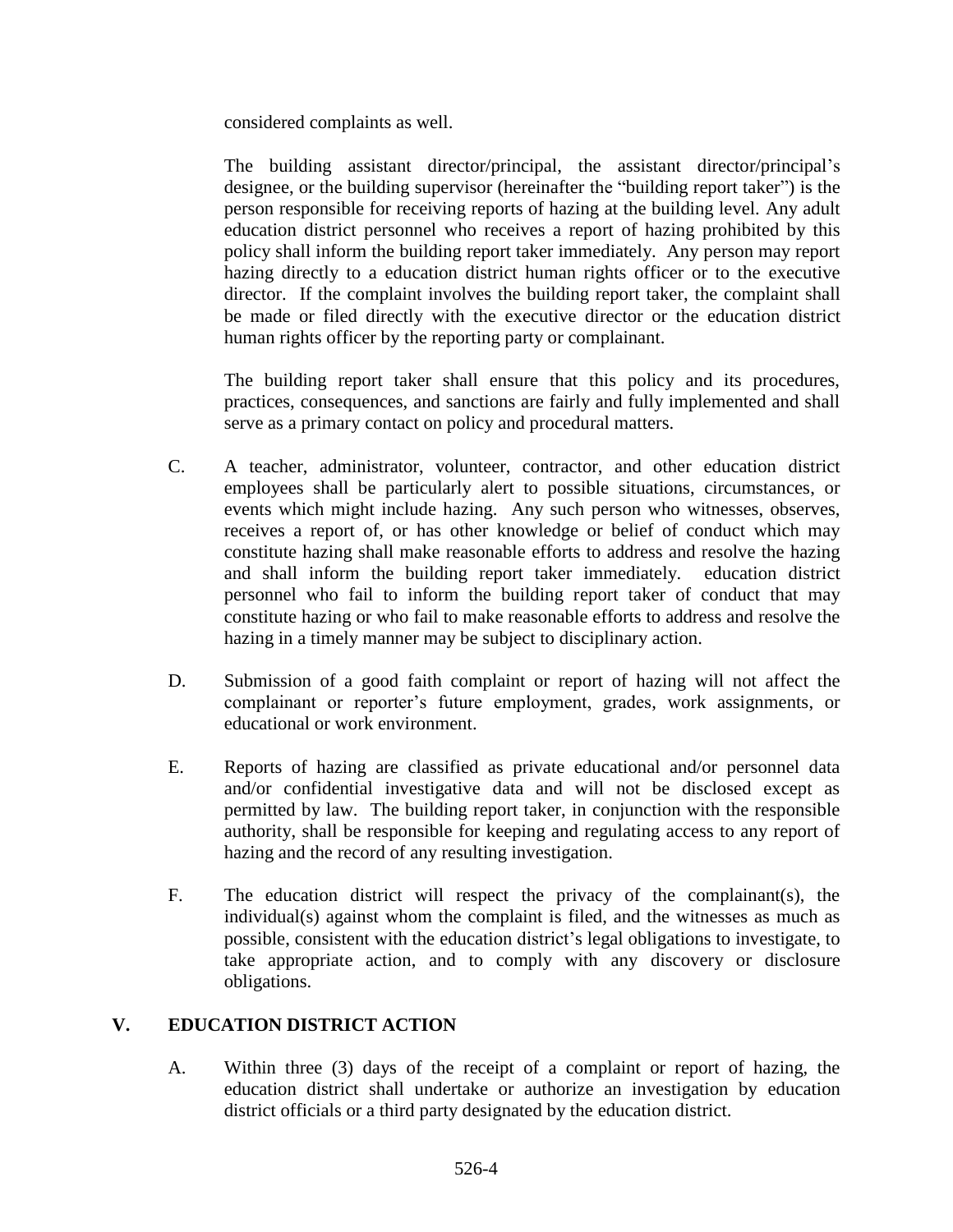considered complaints as well.

The building assistant director/principal, the assistant director/principal's designee, or the building supervisor (hereinafter the "building report taker") is the person responsible for receiving reports of hazing at the building level. Any adult education district personnel who receives a report of hazing prohibited by this policy shall inform the building report taker immediately. Any person may report hazing directly to a education district human rights officer or to the executive director. If the complaint involves the building report taker, the complaint shall be made or filed directly with the executive director or the education district human rights officer by the reporting party or complainant.

The building report taker shall ensure that this policy and its procedures, practices, consequences, and sanctions are fairly and fully implemented and shall serve as a primary contact on policy and procedural matters.

C. A teacher, administrator, volunteer, contractor, and other education district employees shall be particularly alert to possible situations, circumstances, or events which might include hazing. Any such person who witnesses, observes, receives a report of, or has other knowledge or belief of conduct which may constitute hazing shall make reasonable efforts to address and resolve the hazing and shall inform the building report taker immediately. education district personnel who fail to inform the building report taker of conduct that may constitute hazing or who fail to make reasonable efforts to address and resolve the hazing in a timely manner may be subject to disciplinary action.

D. Submission of a good faith complaint or report of hazing will not affect the complainant or reporter's future employment, grades, work assignments, or educational or work environment.

E. Reports of hazing are classified as private educational and/or personnel data and/or confidential investigative data and will not be disclosed except as permitted by law. The building report taker, in conjunction with the responsible authority, shall be responsible for keeping and regulating access to any report of hazing and the record of any resulting investigation.

F. The education district will respect the privacy of the complainant(s), the individual(s) against whom the complaint is filed, and the witnesses as much as possible, consistent with the education district's legal obligations to investigate, to take appropriate action, and to comply with any discovery or disclosure obligations.

## V. EDUCATION DISTRICT ACTION

A. Within three (3) days of the receipt of a complaint or report of hazing, the education district shall undertake or authorize an investigation by education district officials or a third party designated by the education district.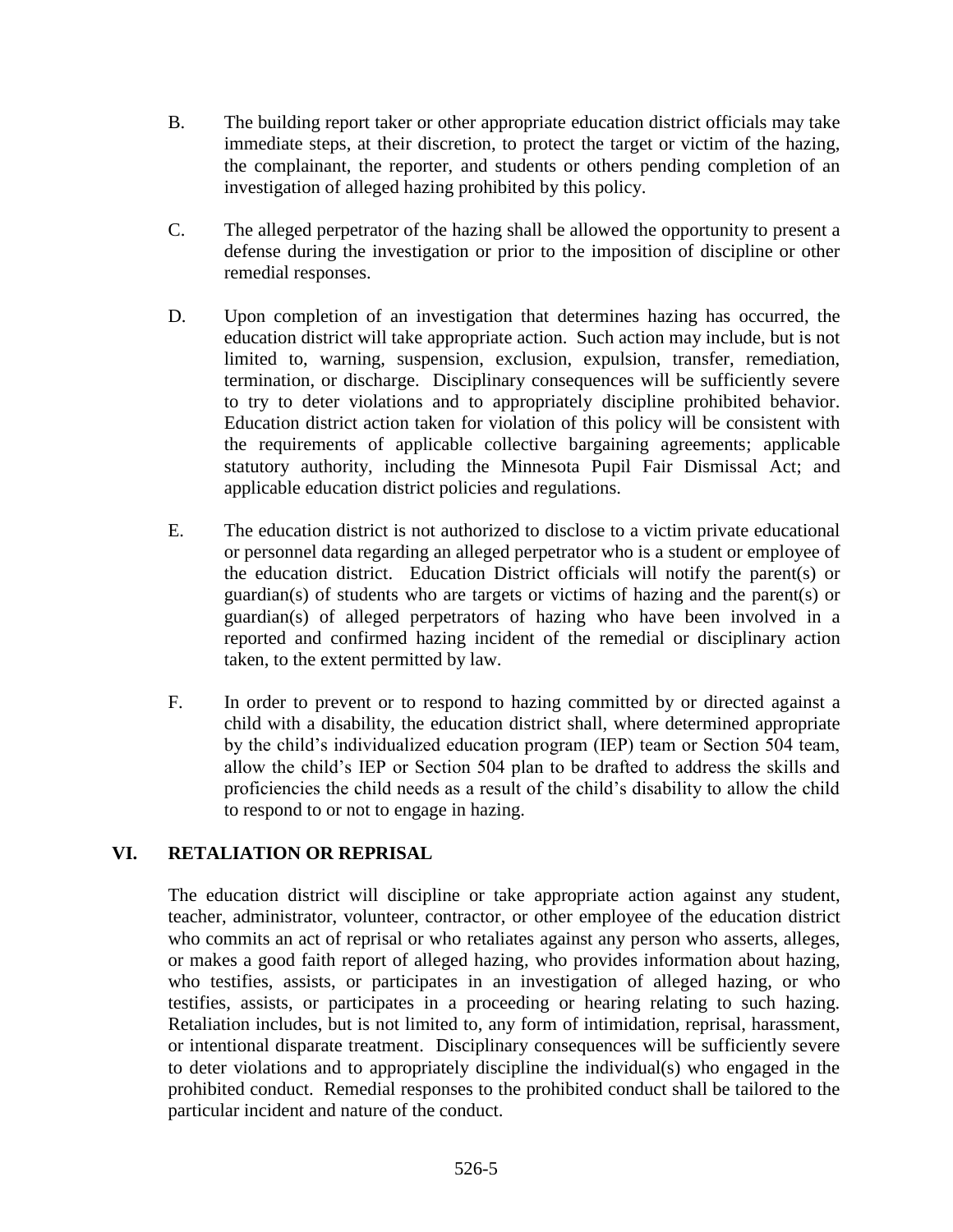B. The building report taker or other appropriate education district officials may take immediate steps, at their discretion, to protect the target or victim of the hazing, the complainant, the reporter, and students or others pending completion of an investigation of alleged hazing prohibited by this policy.

C. The alleged perpetrator of the hazing shall be allowed the opportunity to present a defense during the investigation or prior to the imposition of discipline or other remedial responses.

D. Upon completion of an investigation that determines hazing has occurred, the education district will take appropriate action. Such action may include, but is not limited to, warning, suspension, exclusion, expulsion, transfer, remediation, termination, or discharge. Disciplinary consequences will be sufficiently severe to try to deter violations and to appropriately discipline prohibited behavior. Education district action taken for violation of this policy will be consistent with the requirements of applicable collective bargaining agreements; applicable statutory authority, including the Minnesota Pupil Fair Dismissal Act; and applicable education district policies and regulations.

E. The education district is not authorized to disclose to a victim private educational or personnel data regarding an alleged perpetrator who is a student or employee of the education district. Education District officials will notify the parent(s) or guardian(s) of students who are targets or victims of hazing and the parent(s) or guardian(s) of alleged perpetrators of hazing who have been involved in a reported and confirmed hazing incident of the remedial or disciplinary action taken, to the extent permitted by law.

F. In order to prevent or to respond to hazing committed by or directed against a child with a disability, the education district shall, where determined appropriate by the child's individualized education program (IEP) team or Section 504 team, allow the child's IEP or Section 504 plan to be drafted to address the skills and proficiencies the child needs as a result of the child's disability to allow the child to respond to or not to engage in hazing.

## VI. RETALIATION OR REPRISAL

The education district will discipline or take appropriate action against any student, teacher, administrator, volunteer, contractor, or other employee of the education district who commits an act of reprisal or who retaliates against any person who asserts, alleges, or makes a good faith report of alleged hazing, who provides information about hazing, who testifies, assists, or participates in an investigation of alleged hazing, or who testifies, assists, or participates in a proceeding or hearing relating to such hazing. Retaliation includes, but is not limited to, any form of intimidation, reprisal, harassment, or intentional disparate treatment. Disciplinary consequences will be sufficiently severe to deter violations and to appropriately discipline the individual(s) who engaged in the prohibited conduct. Remedial responses to the prohibited conduct shall be tailored to the particular incident and nature of the conduct.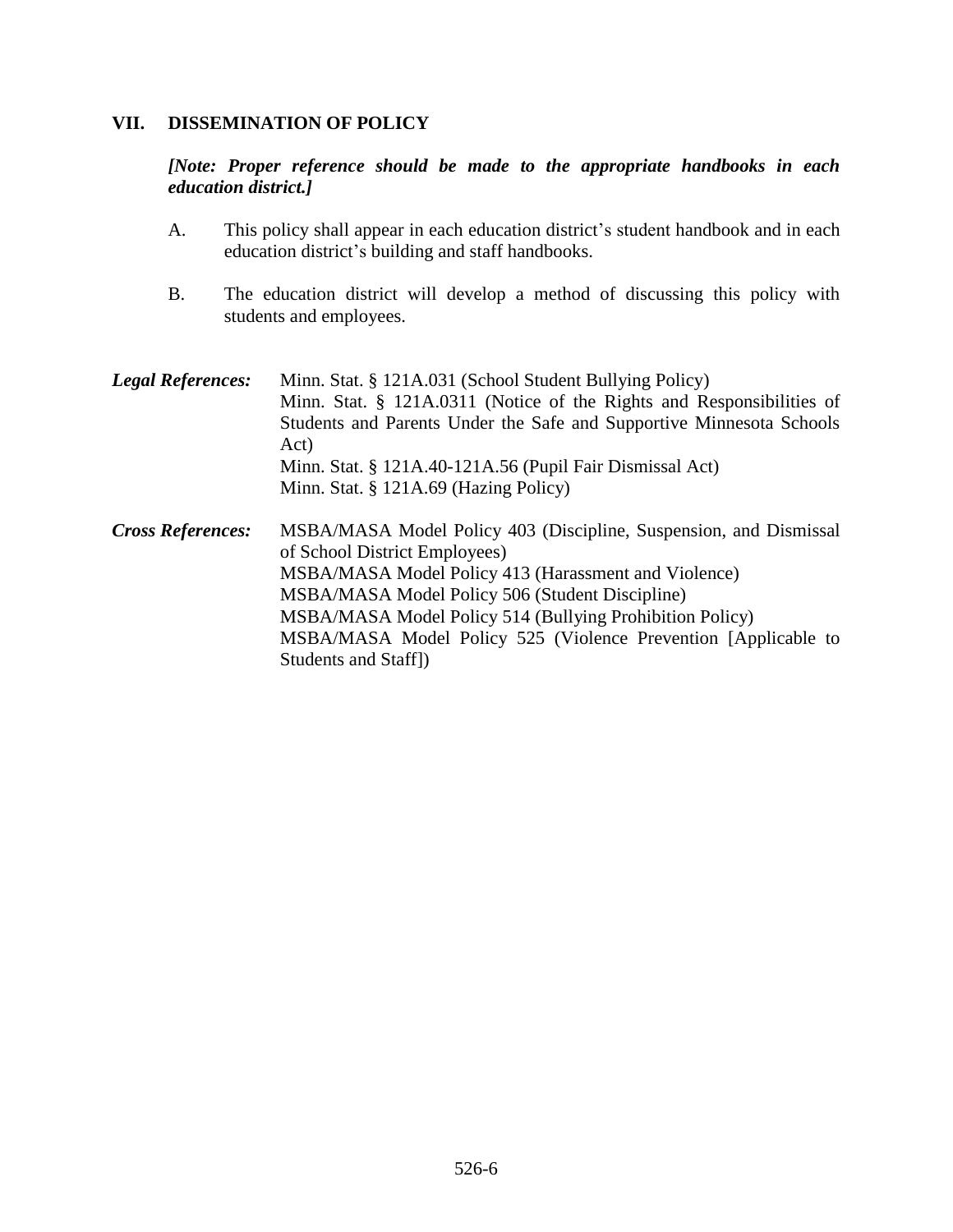## VII. DISSEMINATION OF POLICY

***[Note: Proper reference should be made to the appropriate handbooks in each education district.]***

A. This policy shall appear in each education district's student handbook and in each education district's building and staff handbooks.

B. The education district will develop a method of discussing this policy with students and employees.

***Legal References:***

Minn. Stat. § 121A.031 (School Student Bullying Policy)
Minn. Stat. § 121A.0311 (Notice of the Rights and Responsibilities of Students and Parents Under the Safe and Supportive Minnesota Schools Act)
Minn. Stat. § 121A.40-121A.56 (Pupil Fair Dismissal Act)
Minn. Stat. § 121A.69 (Hazing Policy)

***Cross References:***

MSBA/MASA Model Policy 403 (Discipline, Suspension, and Dismissal of School District Employees)
MSBA/MASA Model Policy 413 (Harassment and Violence)
MSBA/MASA Model Policy 506 (Student Discipline)
MSBA/MASA Model Policy 514 (Bullying Prohibition Policy)
MSBA/MASA Model Policy 525 (Violence Prevention [Applicable to Students and Staff])